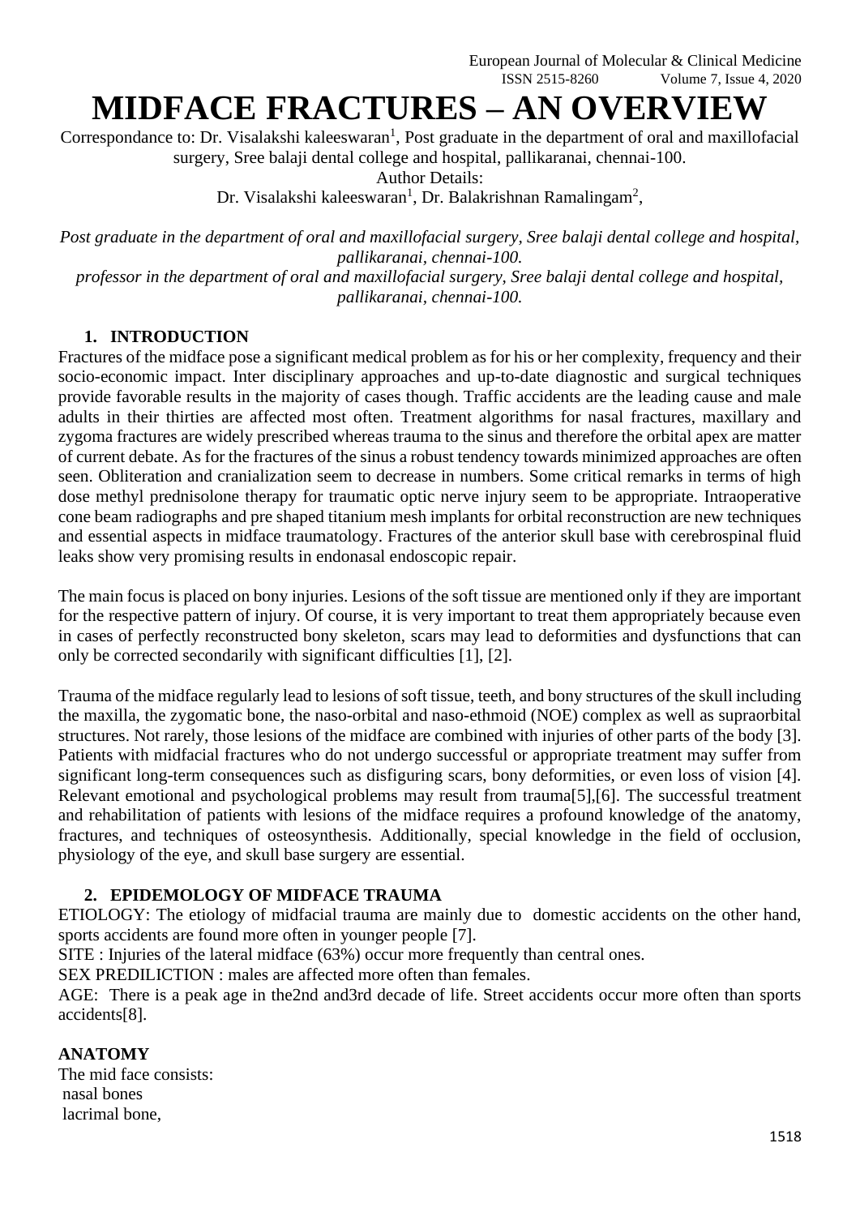# MIDFACE FRACTURES – AN OVERVIEW

Correspondance to: Dr. Visalakshi kaleeswaran[1], Post graduate in the department of oral and maxillofacial surgery, Sree balaji dental college and hospital, pallikaranai, chennai-100.

Author Details:

Dr. Visalakshi kaleeswaran[1], Dr. Balakrishnan Ramalingam[2],

*Post graduate in the department of oral and maxillofacial surgery, Sree balaji dental college and hospital, pallikaranai, chennai-100.*

*professor in the department of oral and maxillofacial surgery, Sree balaji dental college and hospital, pallikaranai, chennai-100.*

## 1. INTRODUCTION

Fractures of the midface pose a significant medical problem as for his or her complexity, frequency and their socio-economic impact. Inter disciplinary approaches and up-to-date diagnostic and surgical techniques provide favorable results in the majority of cases though. Traffic accidents are the leading cause and male adults in their thirties are affected most often. Treatment algorithms for nasal fractures, maxillary and zygoma fractures are widely prescribed whereas trauma to the sinus and therefore the orbital apex are matter of current debate. As for the fractures of the sinus a robust tendency towards minimized approaches are often seen. Obliteration and cranialization seem to decrease in numbers. Some critical remarks in terms of high dose methyl prednisolone therapy for traumatic optic nerve injury seem to be appropriate. Intraoperative cone beam radiographs and pre shaped titanium mesh implants for orbital reconstruction are new techniques and essential aspects in midface traumatology. Fractures of the anterior skull base with cerebrospinal fluid leaks show very promising results in endonasal endoscopic repair.

The main focus is placed on bony injuries. Lesions of the soft tissue are mentioned only if they are important for the respective pattern of injury. Of course, it is very important to treat them appropriately because even in cases of perfectly reconstructed bony skeleton, scars may lead to deformities and dysfunctions that can only be corrected secondarily with significant difficulties [1], [2].

Trauma of the midface regularly lead to lesions of soft tissue, teeth, and bony structures of the skull including the maxilla, the zygomatic bone, the naso-orbital and naso-ethmoid (NOE) complex as well as supraorbital structures. Not rarely, those lesions of the midface are combined with injuries of other parts of the body [3]. Patients with midfacial fractures who do not undergo successful or appropriate treatment may suffer from significant long-term consequences such as disfiguring scars, bony deformities, or even loss of vision [4]. Relevant emotional and psychological problems may result from trauma[5],[6]. The successful treatment and rehabilitation of patients with lesions of the midface requires a profound knowledge of the anatomy, fractures, and techniques of osteosynthesis. Additionally, special knowledge in the field of occlusion, physiology of the eye, and skull base surgery are essential.

## 2. EPIDEMOLOGY OF MIDFACE TRAUMA

ETIOLOGY: The etiology of midfacial trauma are mainly due to domestic accidents on the other hand, sports accidents are found more often in younger people [7].

SITE : Injuries of the lateral midface (63%) occur more frequently than central ones.

SEX PREDILICTION : males are affected more often than females.

AGE: There is a peak age in the2nd and3rd decade of life. Street accidents occur more often than sports accidents[8].

**ANATOMY**

The mid face consists:

nasal bones

lacrimal bone,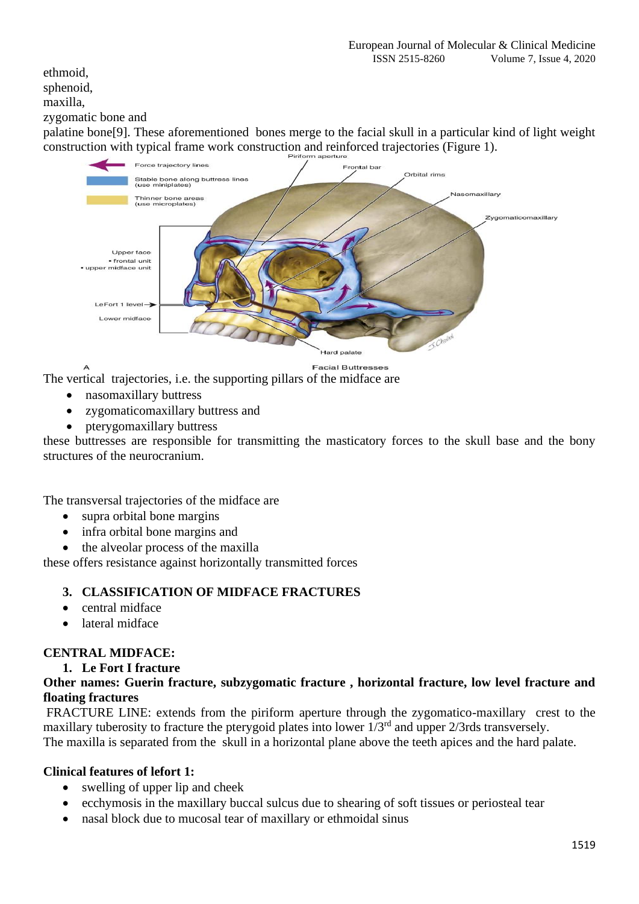ethmoid,
sphenoid,
maxilla,
zygomatic bone and
palatine bone[9]. These aforementioned bones merge to the facial skull in a particular kind of light weight construction with typical frame work construction and reinforced trajectories (Figure 1).

The vertical trajectories, i.e. the supporting pillars of the midface are

- nasomaxillary buttress
- zygomaticomaxillary buttress and
- pterygomaxillary buttress

these buttresses are responsible for transmitting the masticatory forces to the skull base and the bony structures of the neurocranium.

The transversal trajectories of the midface are

- supra orbital bone margins
- infra orbital bone margins and
- the alveolar process of the maxilla

these offers resistance against horizontally transmitted forces

## 3. CLASSIFICATION OF MIDFACE FRACTURES

- central midface
- lateral midface

### CENTRAL MIDFACE:

#### 1. Le Fort I fracture

**Other names: Guerin fracture, subzygomatic fracture , horizontal fracture, low level fracture and floating fractures**

FRACTURE LINE: extends from the piriform aperture through the zygomatico-maxillary crest to the maxillary tuberosity to fracture the pterygoid plates into lower $1/3^{rd}$ and upper 2/3rds transversely.
The maxilla is separated from the skull in a horizontal plane above the teeth apices and the hard palate.

**Clinical features of lefort 1:**

- swelling of upper lip and cheek
- ecchymosis in the maxillary buccal sulcus due to shearing of soft tissues or periosteal tear
- nasal block due to mucosal tear of maxillary or ethmoidal sinus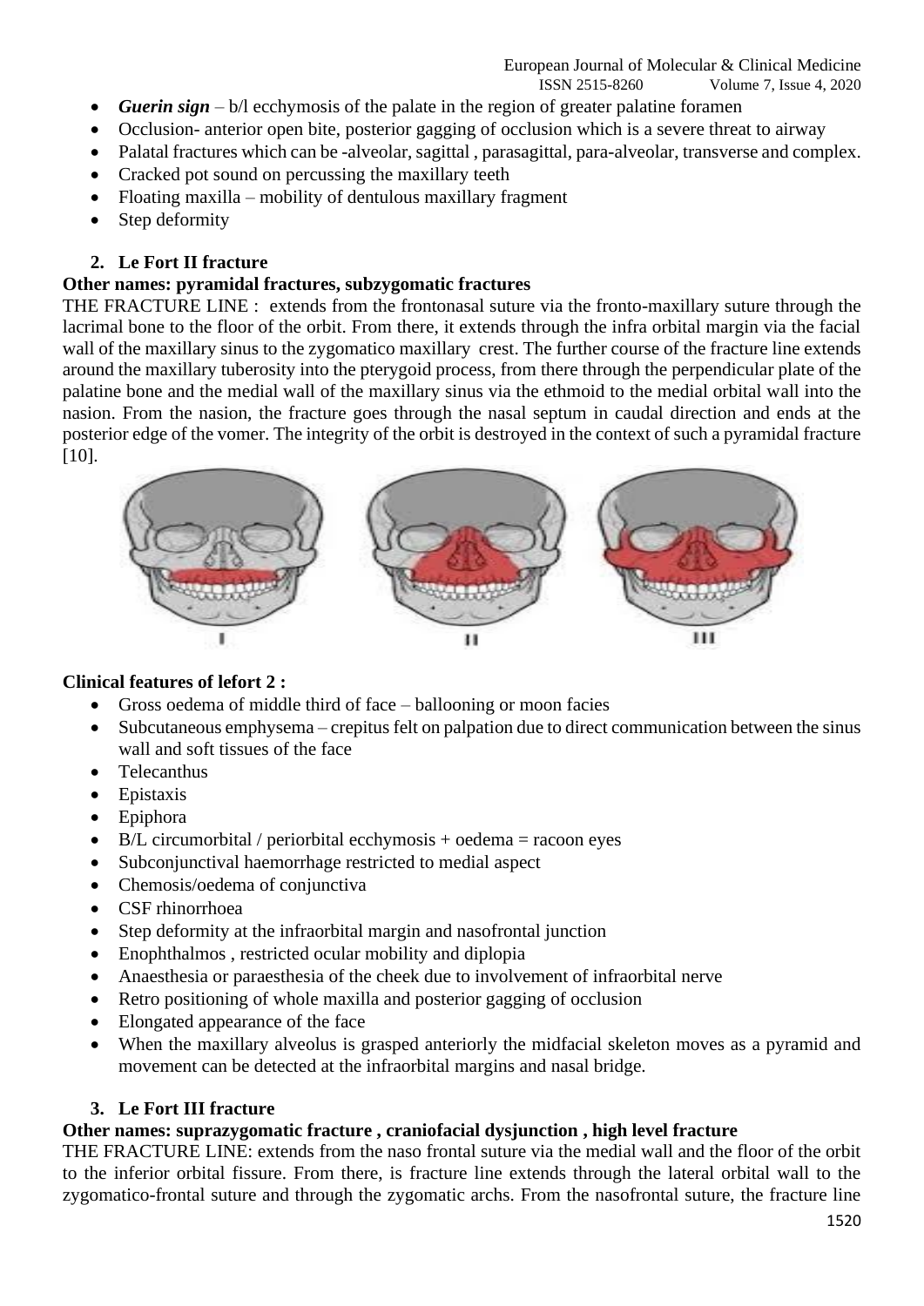- ***Guerin sign*** – b/l ecchymosis of the palate in the region of greater palatine foramen
- Occlusion- anterior open bite, posterior gagging of occlusion which is a severe threat to airway
- Palatal fractures which can be -alveolar, sagittal , parasagittal, para-alveolar, transverse and complex.
- Cracked pot sound on percussing the maxillary teeth
- Floating maxilla – mobility of dentulous maxillary fragment
- Step deformity

### 2. Le Fort II fracture

**Other names: pyramidal fractures, subzygomatic fractures**

THE FRACTURE LINE : extends from the frontonasal suture via the fronto-maxillary suture through the lacrimal bone to the floor of the orbit. From there, it extends through the infra orbital margin via the facial wall of the maxillary sinus to the zygomatico maxillary crest. The further course of the fracture line extends around the maxillary tuberosity into the pterygoid process, from there through the perpendicular plate of the palatine bone and the medial wall of the maxillary sinus via the ethmoid to the medial orbital wall into the nasion. From the nasion, the fracture goes through the nasal septum in caudal direction and ends at the posterior edge of the vomer. The integrity of the orbit is destroyed in the context of such a pyramidal fracture [10].

I II III

**Clinical features of lefort 2 :**

- Gross oedema of middle third of face – ballooning or moon facies
- Subcutaneous emphysema – crepitus felt on palpation due to direct communication between the sinus wall and soft tissues of the face
- Telecanthus
- Epistaxis
- Epiphora
- B/L circumorbital / periorbital ecchymosis + oedema = racoon eyes
- Subconjunctival haemorrhage restricted to medial aspect
- Chemosis/oedema of conjunctiva
- CSF rhinorrhoea
- Step deformity at the infraorbital margin and nasofrontal junction
- Enophthalmos , restricted ocular mobility and diplopia
- Anaesthesia or paraesthesia of the cheek due to involvement of infraorbital nerve
- Retro positioning of whole maxilla and posterior gagging of occlusion
- Elongated appearance of the face
- When the maxillary alveolus is grasped anteriorly the midfacial skeleton moves as a pyramid and movement can be detected at the infraorbital margins and nasal bridge.

### 3. Le Fort III fracture

**Other names: suprazygomatic fracture , craniofacial dysjunction , high level fracture**

THE FRACTURE LINE: extends from the naso frontal suture via the medial wall and the floor of the orbit to the inferior orbital fissure. From there, is fracture line extends through the lateral orbital wall to the zygomatico-frontal suture and through the zygomatic archs. From the nasofrontal suture, the fracture line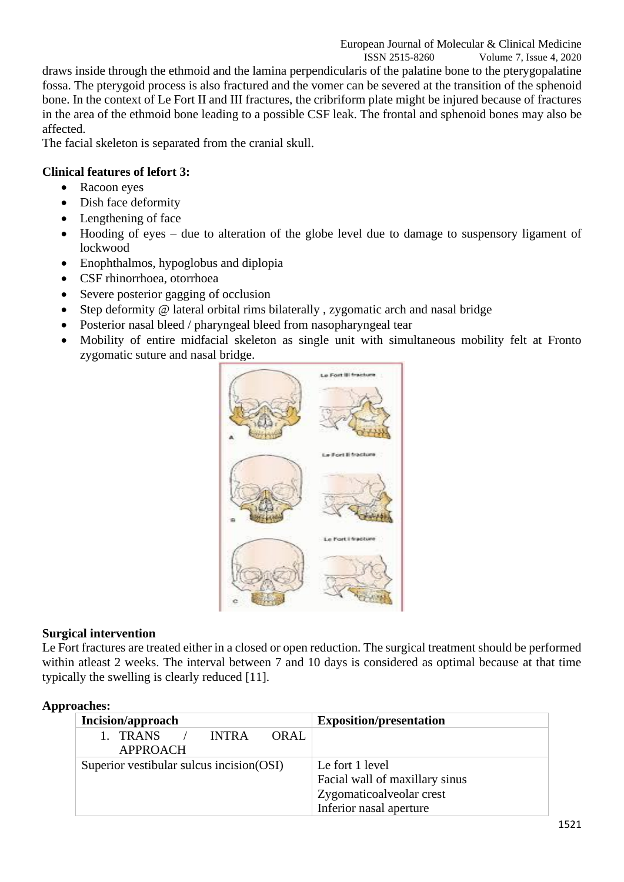draws inside through the ethmoid and the lamina perpendicularis of the palatine bone to the pterygopalatine fossa. The pterygoid process is also fractured and the vomer can be severed at the transition of the sphenoid bone. In the context of Le Fort II and III fractures, the cribriform plate might be injured because of fractures in the area of the ethmoid bone leading to a possible CSF leak. The frontal and sphenoid bones may also be affected.

The facial skeleton is separated from the cranial skull.

**Clinical features of lefort 3:**

- Racoon eyes
- Dish face deformity
- Lengthening of face
- Hooding of eyes – due to alteration of the globe level due to damage to suspensory ligament of lockwood
- Enophthalmos, hypoglobus and diplopia
- CSF rhinorrhoea, otorrhoea
- Severe posterior gagging of occlusion
- Step deformity @ lateral orbital rims bilaterally , zygomatic arch and nasal bridge
- Posterior nasal bleed / pharyngeal bleed from nasopharyngeal tear
- Mobility of entire midfacial skeleton as single unit with simultaneous mobility felt at Fronto zygomatic suture and nasal bridge.

**Surgical intervention**

Le Fort fractures are treated either in a closed or open reduction. The surgical treatment should be performed within atleast 2 weeks. The interval between 7 and 10 days is considered as optimal because at that time typically the swelling is clearly reduced [11].

**Approaches:**

| Incision/approach | Exposition/presentation |
|---|---|
| 1. TRANS / INTRA ORAL APPROACH | |
| Superior vestibular sulcus incision(OSI) | Le fort 1 level<br>Facial wall of maxillary sinus<br>Zygomaticoalveolar crest<br>Inferior nasal aperture |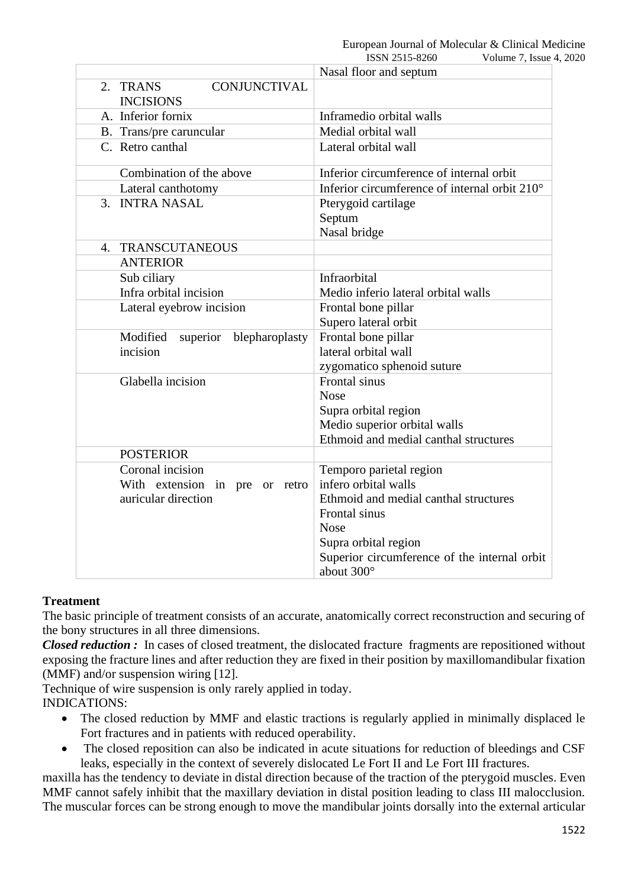| | |
|---|---|
| | Nasal floor and septum |
| 2. TRANS CONJUNCTIVAL INCISIONS | |
| A. Inferior fornix | Inframedio orbital walls |
| B. Trans/pre caruncular | Medial orbital wall |
| C. Retro canthal | Lateral orbital wall |
| Combination of the above | Inferior circumference of internal orbit |
| Lateral canthotomy | Inferior circumference of internal orbit 210° |
| 3. INTRA NASAL | Pterygoid cartilage<br>Septum<br>Nasal bridge |
| 4. TRANSCUTANEOUS | |
| ANTERIOR | |
| Sub ciliary<br>Infra orbital incision | Infraorbital<br>Medio inferio lateral orbital walls |
| Lateral eyebrow incision | Frontal bone pillar<br>Supero lateral orbit |
| Modified superior blepharoplasty incision | Frontal bone pillar<br>lateral orbital wall<br>zygomatico sphenoid suture |
| Glabella incision | Frontal sinus<br>Nose<br>Supra orbital region<br>Medio superior orbital walls<br>Ethmoid and medial canthal structures |
| POSTERIOR | |
| Coronal incision<br>With extension in pre or retro auricular direction | Temporo parietal region<br>infero orbital walls<br>Ethmoid and medial canthal structures<br>Frontal sinus<br>Nose<br>Supra orbital region<br>Superior circumference of the internal orbit about 300° |

**Treatment**

The basic principle of treatment consists of an accurate, anatomically correct reconstruction and securing of the bony structures in all three dimensions.

***Closed reduction :*** In cases of closed treatment, the dislocated fracture fragments are repositioned without exposing the fracture lines and after reduction they are fixed in their position by maxillomandibular fixation (MMF) and/or suspension wiring [12].

Technique of wire suspension is only rarely applied in today.

INDICATIONS:

- The closed reduction by MMF and elastic tractions is regularly applied in minimally displaced le Fort fractures and in patients with reduced operability.
- The closed reposition can also be indicated in acute situations for reduction of bleedings and CSF leaks, especially in the context of severely dislocated Le Fort II and Le Fort III fractures.

maxilla has the tendency to deviate in distal direction because of the traction of the pterygoid muscles. Even MMF cannot safely inhibit that the maxillary deviation in distal position leading to class III malocclusion. The muscular forces can be strong enough to move the mandibular joints dorsally into the external articular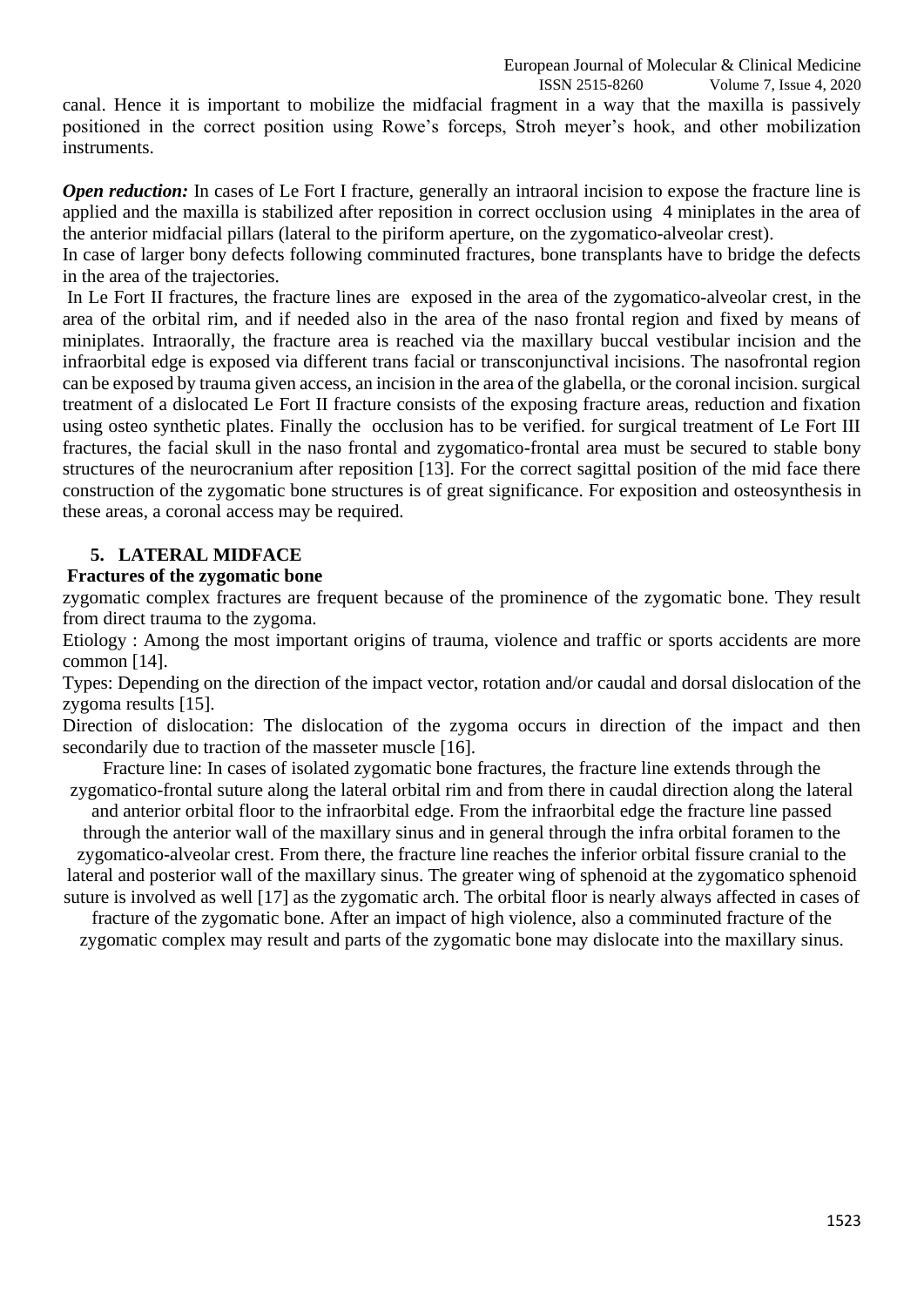canal. Hence it is important to mobilize the midfacial fragment in a way that the maxilla is passively positioned in the correct position using Rowe's forceps, Stroh meyer's hook, and other mobilization instruments.

***Open reduction:*** In cases of Le Fort I fracture, generally an intraoral incision to expose the fracture line is applied and the maxilla is stabilized after reposition in correct occlusion using 4 miniplates in the area of the anterior midfacial pillars (lateral to the piriform aperture, on the zygomatico-alveolar crest).

In case of larger bony defects following comminuted fractures, bone transplants have to bridge the defects in the area of the trajectories.

In Le Fort II fractures, the fracture lines are exposed in the area of the zygomatico-alveolar crest, in the area of the orbital rim, and if needed also in the area of the naso frontal region and fixed by means of miniplates. Intraorally, the fracture area is reached via the maxillary buccal vestibular incision and the infraorbital edge is exposed via different trans facial or transconjunctival incisions. The nasofrontal region can be exposed by trauma given access, an incision in the area of the glabella, or the coronal incision. surgical treatment of a dislocated Le Fort II fracture consists of the exposing fracture areas, reduction and fixation using osteo synthetic plates. Finally the occlusion has to be verified. for surgical treatment of Le Fort III fractures, the facial skull in the naso frontal and zygomatico-frontal area must be secured to stable bony structures of the neurocranium after reposition [13]. For the correct sagittal position of the mid face there construction of the zygomatic bone structures is of great significance. For exposition and osteosynthesis in these areas, a coronal access may be required.

## 5. LATERAL MIDFACE

### Fractures of the zygomatic bone

zygomatic complex fractures are frequent because of the prominence of the zygomatic bone. They result from direct trauma to the zygoma.

Etiology : Among the most important origins of trauma, violence and traffic or sports accidents are more common [14].

Types: Depending on the direction of the impact vector, rotation and/or caudal and dorsal dislocation of the zygoma results [15].

Direction of dislocation: The dislocation of the zygoma occurs in direction of the impact and then secondarily due to traction of the masseter muscle [16].

Fracture line: In cases of isolated zygomatic bone fractures, the fracture line extends through the zygomatico-frontal suture along the lateral orbital rim and from there in caudal direction along the lateral and anterior orbital floor to the infraorbital edge. From the infraorbital edge the fracture line passed through the anterior wall of the maxillary sinus and in general through the infra orbital foramen to the zygomatico-alveolar crest. From there, the fracture line reaches the inferior orbital fissure cranial to the lateral and posterior wall of the maxillary sinus. The greater wing of sphenoid at the zygomatico sphenoid suture is involved as well [17] as the zygomatic arch. The orbital floor is nearly always affected in cases of fracture of the zygomatic bone. After an impact of high violence, also a comminuted fracture of the zygomatic complex may result and parts of the zygomatic bone may dislocate into the maxillary sinus.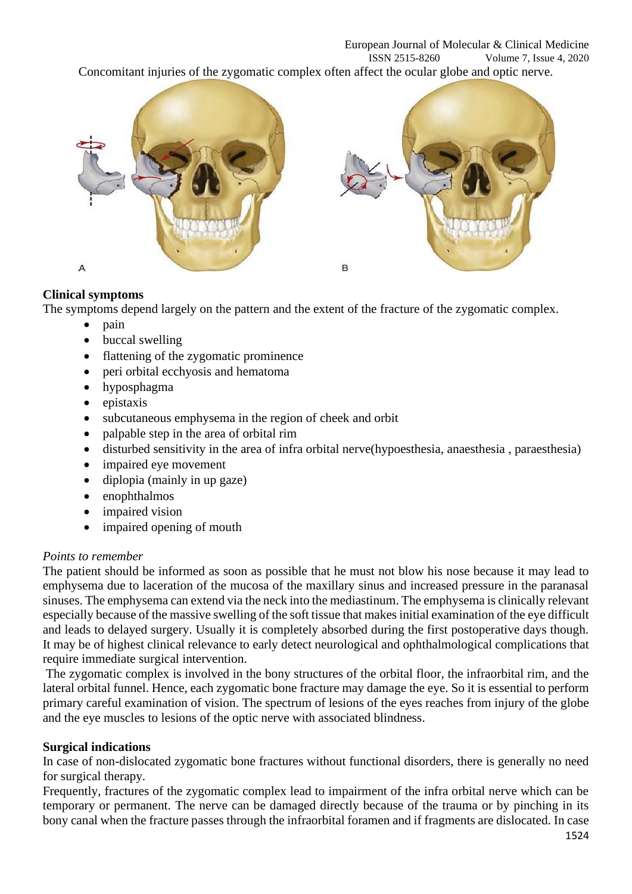Concomitant injuries of the zygomatic complex often affect the ocular globe and optic nerve.

**Clinical symptoms**

The symptoms depend largely on the pattern and the extent of the fracture of the zygomatic complex.

- pain
- buccal swelling
- flattening of the zygomatic prominence
- peri orbital ecchyosis and hematoma
- hyposphagma
- epistaxis
- subcutaneous emphysema in the region of cheek and orbit
- palpable step in the area of orbital rim
- disturbed sensitivity in the area of infra orbital nerve(hypoesthesia, anaesthesia , paraesthesia)
- impaired eye movement
- diplopia (mainly in up gaze)
- enophthalmos
- impaired vision
- impaired opening of mouth

*Points to remember*

The patient should be informed as soon as possible that he must not blow his nose because it may lead to emphysema due to laceration of the mucosa of the maxillary sinus and increased pressure in the paranasal sinuses. The emphysema can extend via the neck into the mediastinum. The emphysema is clinically relevant especially because of the massive swelling of the soft tissue that makes initial examination of the eye difficult and leads to delayed surgery. Usually it is completely absorbed during the first postoperative days though. It may be of highest clinical relevance to early detect neurological and ophthalmological complications that require immediate surgical intervention.

The zygomatic complex is involved in the bony structures of the orbital floor, the infraorbital rim, and the lateral orbital funnel. Hence, each zygomatic bone fracture may damage the eye. So it is essential to perform primary careful examination of vision. The spectrum of lesions of the eyes reaches from injury of the globe and the eye muscles to lesions of the optic nerve with associated blindness.

**Surgical indications**

In case of non-dislocated zygomatic bone fractures without functional disorders, there is generally no need for surgical therapy.

Frequently, fractures of the zygomatic complex lead to impairment of the infra orbital nerve which can be temporary or permanent. The nerve can be damaged directly because of the trauma or by pinching in its bony canal when the fracture passes through the infraorbital foramen and if fragments are dislocated. In case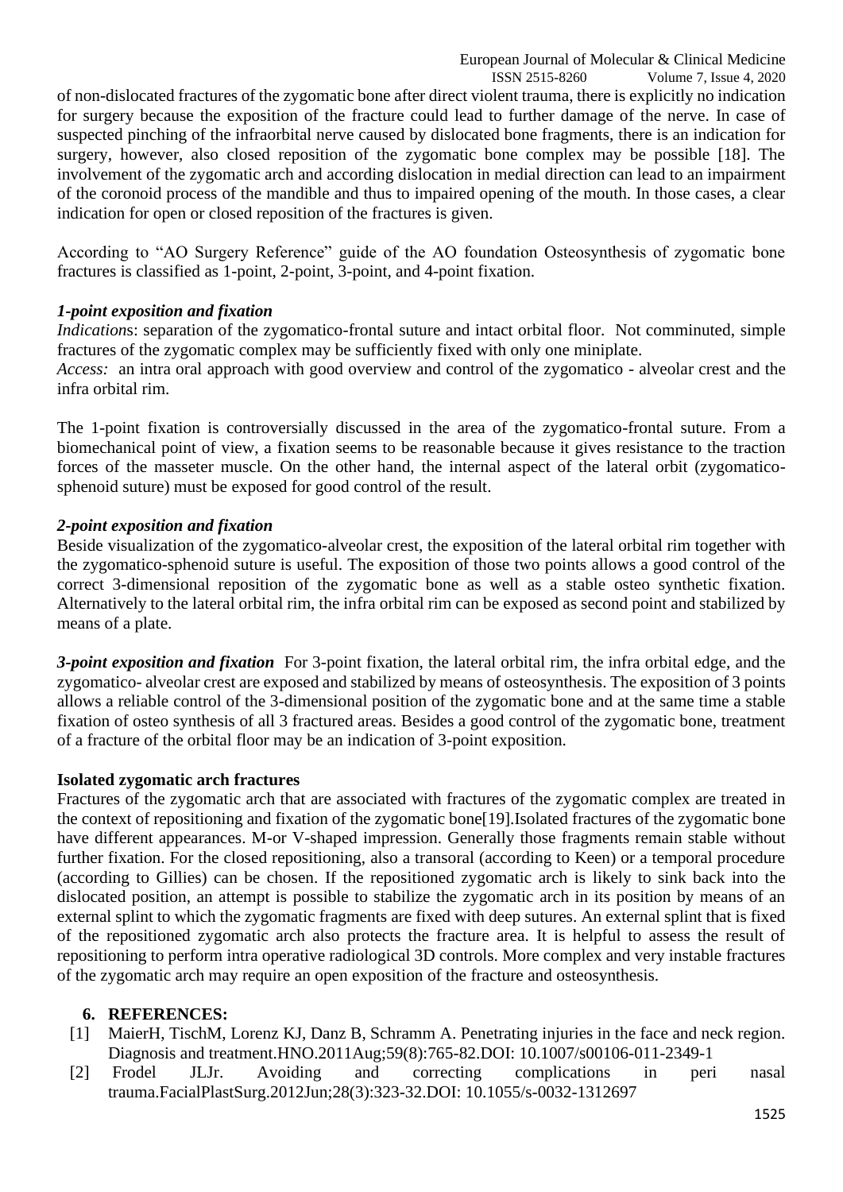of non-dislocated fractures of the zygomatic bone after direct violent trauma, there is explicitly no indication for surgery because the exposition of the fracture could lead to further damage of the nerve. In case of suspected pinching of the infraorbital nerve caused by dislocated bone fragments, there is an indication for surgery, however, also closed reposition of the zygomatic bone complex may be possible [18]. The involvement of the zygomatic arch and according dislocation in medial direction can lead to an impairment of the coronoid process of the mandible and thus to impaired opening of the mouth. In those cases, a clear indication for open or closed reposition of the fractures is given.

According to "AO Surgery Reference" guide of the AO foundation Osteosynthesis of zygomatic bone fractures is classified as 1-point, 2-point, 3-point, and 4-point fixation.

### *1-point exposition and fixation*

*Indication*s: separation of the zygomatico-frontal suture and intact orbital floor. Not comminuted, simple fractures of the zygomatic complex may be sufficiently fixed with only one miniplate.
*Access:* an intra oral approach with good overview and control of the zygomatico - alveolar crest and the infra orbital rim.

The 1-point fixation is controversially discussed in the area of the zygomatico-frontal suture. From a biomechanical point of view, a fixation seems to be reasonable because it gives resistance to the traction forces of the masseter muscle. On the other hand, the internal aspect of the lateral orbit (zygomatico-sphenoid suture) must be exposed for good control of the result.

### *2-point exposition and fixation*

Beside visualization of the zygomatico-alveolar crest, the exposition of the lateral orbital rim together with the zygomatico-sphenoid suture is useful. The exposition of those two points allows a good control of the correct 3-dimensional reposition of the zygomatic bone as well as a stable osteo synthetic fixation. Alternatively to the lateral orbital rim, the infra orbital rim can be exposed as second point and stabilized by means of a plate.

***3-point exposition and fixation*** For 3-point fixation, the lateral orbital rim, the infra orbital edge, and the zygomatico- alveolar crest are exposed and stabilized by means of osteosynthesis. The exposition of 3 points allows a reliable control of the 3-dimensional position of the zygomatic bone and at the same time a stable fixation of osteo synthesis of all 3 fractured areas. Besides a good control of the zygomatic bone, treatment of a fracture of the orbital floor may be an indication of 3-point exposition.

### **Isolated zygomatic arch fractures**

Fractures of the zygomatic arch that are associated with fractures of the zygomatic complex are treated in the context of repositioning and fixation of the zygomatic bone[19].Isolated fractures of the zygomatic bone have different appearances. M-or V-shaped impression. Generally those fragments remain stable without further fixation. For the closed repositioning, also a transoral (according to Keen) or a temporal procedure (according to Gillies) can be chosen. If the repositioned zygomatic arch is likely to sink back into the dislocated position, an attempt is possible to stabilize the zygomatic arch in its position by means of an external splint to which the zygomatic fragments are fixed with deep sutures. An external splint that is fixed of the repositioned zygomatic arch also protects the fracture area. It is helpful to assess the result of repositioning to perform intra operative radiological 3D controls. More complex and very instable fractures of the zygomatic arch may require an open exposition of the fracture and osteosynthesis.

## 6. REFERENCES:

[1] MaierH, TischM, Lorenz KJ, Danz B, Schramm A. Penetrating injuries in the face and neck region. Diagnosis and treatment.HNO.2011Aug;59(8):765-82.DOI: 10.1007/s00106-011-2349-1

[2] Frodel JLJr. Avoiding and correcting complications in peri nasal trauma.FacialPlastSurg.2012Jun;28(3):323-32.DOI: 10.1055/s-0032-1312697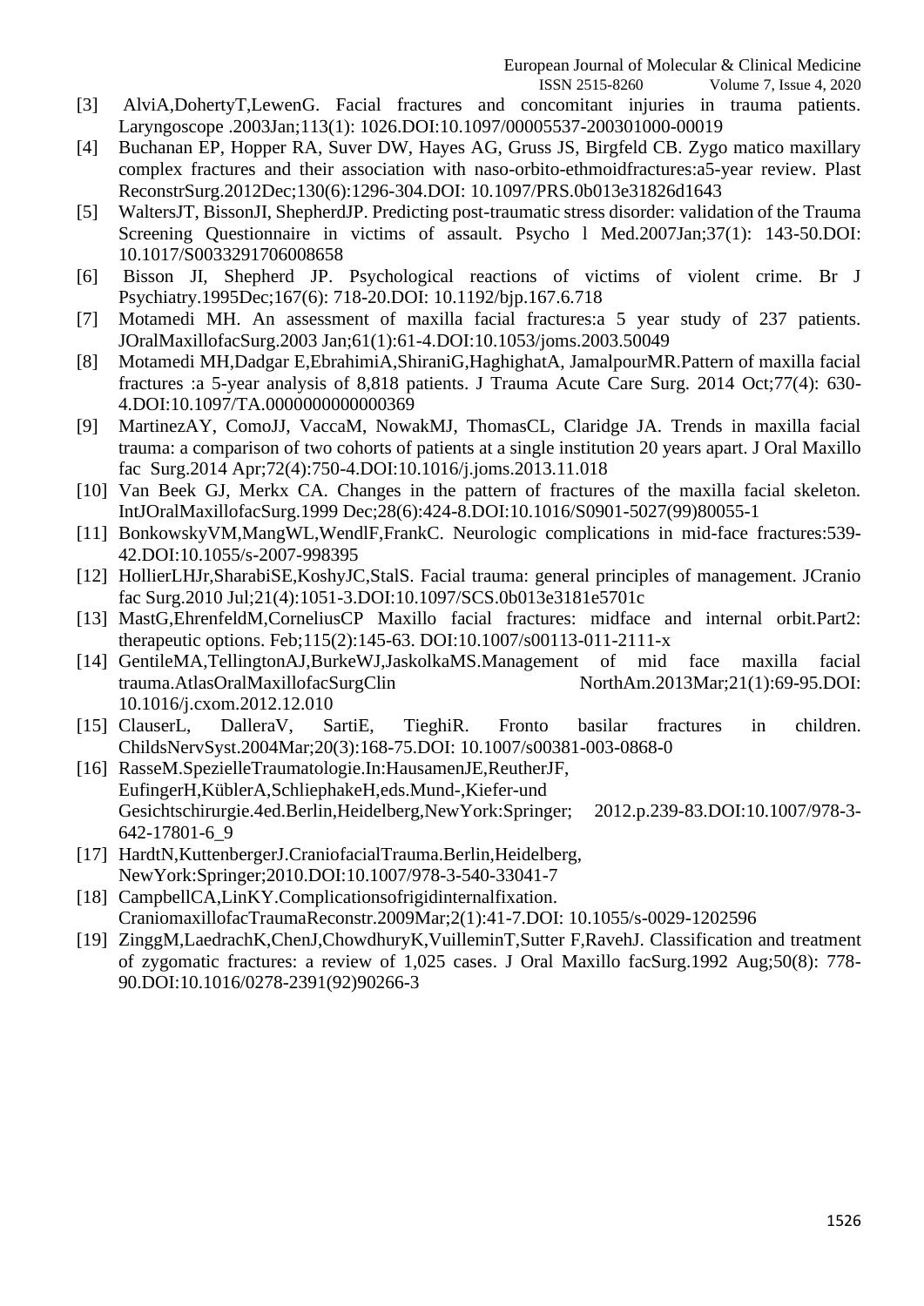[3] AlviA,DohertyT,LewenG. Facial fractures and concomitant injuries in trauma patients. Laryngoscope .2003Jan;113(1): 1026.DOI:10.1097/00005537-200301000-00019

[4] Buchanan EP, Hopper RA, Suver DW, Hayes AG, Gruss JS, Birgfeld CB. Zygo matico maxillary complex fractures and their association with naso-orbito-ethmoidfractures:a5-year review. Plast ReconstrSurg.2012Dec;130(6):1296-304.DOI: 10.1097/PRS.0b013e31826d1643

[5] WaltersJT, BissonJI, ShepherdJP. Predicting post-traumatic stress disorder: validation of the Trauma Screening Questionnaire in victims of assault. Psycho l Med.2007Jan;37(1): 143-50.DOI: 10.1017/S0033291706008658

[6] Bisson JI, Shepherd JP. Psychological reactions of victims of violent crime. Br J Psychiatry.1995Dec;167(6): 718-20.DOI: 10.1192/bjp.167.6.718

[7] Motamedi MH. An assessment of maxilla facial fractures:a 5 year study of 237 patients. JOralMaxillofacSurg.2003 Jan;61(1):61-4.DOI:10.1053/joms.2003.50049

[8] Motamedi MH,Dadgar E,EbrahimiA,ShiraniG,HaghighatA, JamalpourMR.Pattern of maxilla facial fractures :a 5-year analysis of 8,818 patients. J Trauma Acute Care Surg. 2014 Oct;77(4): 630-4.DOI:10.1097/TA.0000000000000369

[9] MartinezAY, ComoJJ, VaccaM, NowakMJ, ThomasCL, Claridge JA. Trends in maxilla facial trauma: a comparison of two cohorts of patients at a single institution 20 years apart. J Oral Maxillo fac Surg.2014 Apr;72(4):750-4.DOI:10.1016/j.joms.2013.11.018

[10] Van Beek GJ, Merkx CA. Changes in the pattern of fractures of the maxilla facial skeleton. IntJOralMaxillofacSurg.1999 Dec;28(6):424-8.DOI:10.1016/S0901-5027(99)80055-1

[11] BonkowskyVM,MangWL,WendlF,FrankC. Neurologic complications in mid-face fractures:539-42.DOI:10.1055/s-2007-998395

[12] HollierLHJr,SharabiSE,KoshyJC,StalS. Facial trauma: general principles of management. JCranio fac Surg.2010 Jul;21(4):1051-3.DOI:10.1097/SCS.0b013e3181e5701c

[13] MastG,EhrenfeldM,CorneliusCP Maxillo facial fractures: midface and internal orbit.Part2: therapeutic options. Feb;115(2):145-63. DOI:10.1007/s00113-011-2111-x

[14] GentileMA,TellingtonAJ,BurkeWJ,JaskolkaMS.Management of mid face maxilla facial trauma.AtlasOralMaxillofacSurgClin NorthAm.2013Mar;21(1):69-95.DOI: 10.1016/j.cxom.2012.12.010

[15] ClauserL, DalleraV, SartiE, TieghiR. Fronto basilar fractures in children. ChildsNervSyst.2004Mar;20(3):168-75.DOI: 10.1007/s00381-003-0868-0

[16] RasseM.SpezielleTraumatologie.In:HausamenJE,ReutherJF, EufingerH,KüblerA,SchliephakeH,eds.Mund-,Kiefer-und Gesichtschirurgie.4ed.Berlin,Heidelberg,NewYork:Springer; 2012.p.239-83.DOI:10.1007/978-3-642-17801-6_9

[17] HardtN,KuttenbergerJ.CraniofacialTrauma.Berlin,Heidelberg, NewYork:Springer;2010.DOI:10.1007/978-3-540-33041-7

[18] CampbellCA,LinKY.Complicationsofrigidinternalfixation. CraniomaxillofacTraumaReconstr.2009Mar;2(1):41-7.DOI: 10.1055/s-0029-1202596

[19] ZinggM,LaedrachK,ChenJ,ChowdhuryK,VuilleminT,Sutter F,RavehJ. Classification and treatment of zygomatic fractures: a review of 1,025 cases. J Oral Maxillo facSurg.1992 Aug;50(8): 778-90.DOI:10.1016/0278-2391(92)90266-3